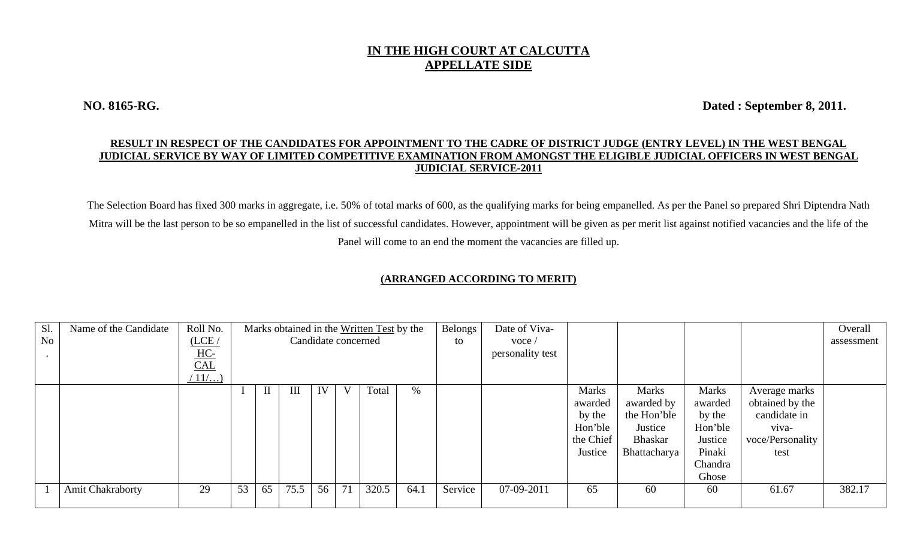# IN THE HIGH COURT AT CALCUTTA
## APPELLATE SIDE

**NO. 8165-RG.** **Dated : September 8, 2011.**

**RESULT IN RESPECT OF THE CANDIDATES FOR APPOINTMENT TO THE CADRE OF DISTRICT JUDGE (ENTRY LEVEL) IN THE WEST BENGAL JUDICIAL SERVICE BY WAY OF LIMITED COMPETITIVE EXAMINATION FROM AMONGST THE ELIGIBLE JUDICIAL OFFICERS IN WEST BENGAL JUDICIAL SERVICE-2011**

The Selection Board has fixed 300 marks in aggregate, i.e. 50% of total marks of 600, as the qualifying marks for being empanelled. As per the Panel so prepared Shri Diptendra Nath Mitra will be the last person to be so empanelled in the list of successful candidates. However, appointment will be given as per merit list against notified vacancies and the life of the Panel will come to an end the moment the vacancies are filled up.

**(ARRANGED ACCORDING TO MERIT)**

| Sl. No. | Name of the Candidate | Roll No. (LCE / HC-CAL / 11/…) | Marks obtained in the Written Test by the Candidate concerned | | | | | | | Belongs to | Date of Viva-voce / personality test | | | | | Overall assessment |
|---|---|---|---|---|---|---|---|---|---|---|---|---|---|---|---|---|
| | | | I | II | III | IV | V | Total | % | | | Marks awarded by the Hon'ble the Chief Justice | Marks awarded by the Hon'ble Justice Bhaskar Bhattacharya | Marks awarded by the Hon'ble Justice Pinaki Chandra Ghose | Average marks obtained by the candidate in viva-voce/Personality test | |
| 1 | Amit Chakraborty | 29 | 53 | 65 | 75.5 | 56 | 71 | 320.5 | 64.1 | Service | 07-09-2011 | 65 | 60 | 60 | 61.67 | 382.17 |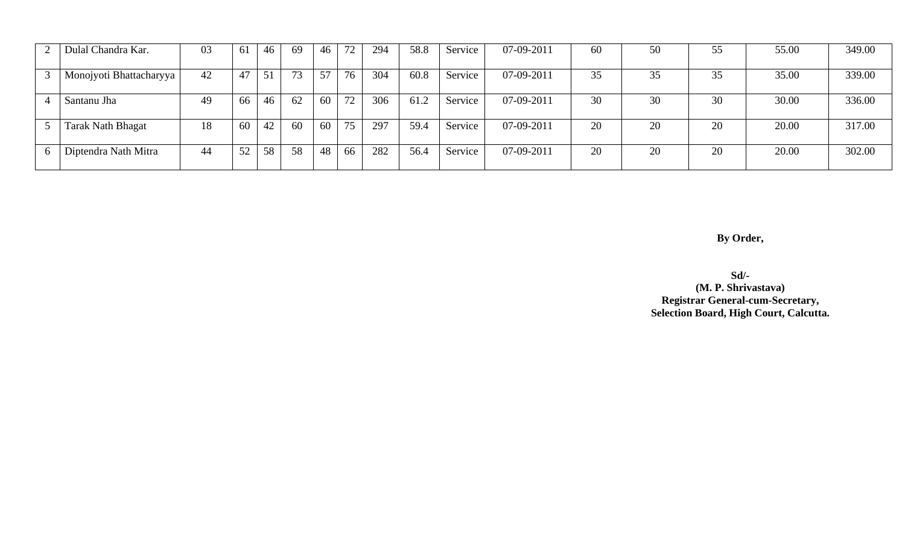| | | | | | | | | | | | | | | | | |
|---|---|---|---|---|---|---|---|---|---|---|---|---|---|---|---|---|
| 2 | Dulal Chandra Kar. | 03 | 61 | 46 | 69 | 46 | 72 | 294 | 58.8 | Service | 07-09-2011 | 60 | 50 | 55 | 55.00 | 349.00 |
| 3 | Monojyoti Bhattacharyya | 42 | 47 | 51 | 73 | 57 | 76 | 304 | 60.8 | Service | 07-09-2011 | 35 | 35 | 35 | 35.00 | 339.00 |
| 4 | Santanu Jha | 49 | 66 | 46 | 62 | 60 | 72 | 306 | 61.2 | Service | 07-09-2011 | 30 | 30 | 30 | 30.00 | 336.00 |
| 5 | Tarak Nath Bhagat | 18 | 60 | 42 | 60 | 60 | 75 | 297 | 59.4 | Service | 07-09-2011 | 20 | 20 | 20 | 20.00 | 317.00 |
| 6 | Diptendra Nath Mitra | 44 | 52 | 58 | 58 | 48 | 66 | 282 | 56.4 | Service | 07-09-2011 | 20 | 20 | 20 | 20.00 | 302.00 |

**By Order,**

**Sd/-**
**(M. P. Shrivastava)**
**Registrar General-cum-Secretary,**
**Selection Board, High Court, Calcutta.**